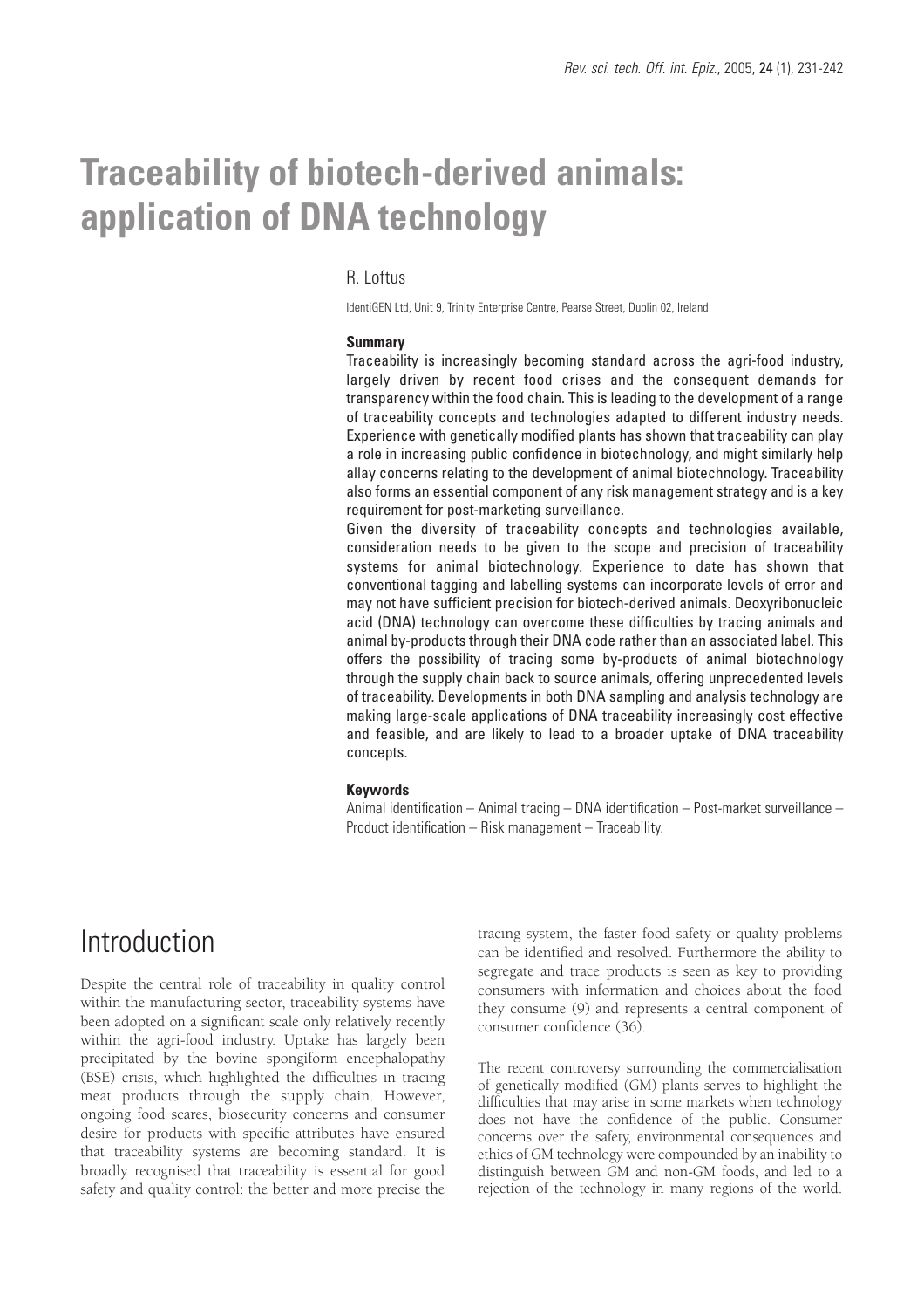# Traceability of biotech-derived animals: application of DNA technology

R. Loftus

IdentiGEN Ltd, Unit 9, Trinity Enterprise Centre, Pearse Street, Dublin 02, Ireland

### Summary

Traceability is increasingly becoming standard across the agri-food industry, largely driven by recent food crises and the consequent demands for transparency within the food chain. This is leading to the development of a range of traceability concepts and technologies adapted to different industry needs. Experience with genetically modified plants has shown that traceability can play a role in increasing public confidence in biotechnology, and might similarly help allay concerns relating to the development of animal biotechnology. Traceability also forms an essential component of any risk management strategy and is a key requirement for post-marketing surveillance.

Given the diversity of traceability concepts and technologies available, consideration needs to be given to the scope and precision of traceability systems for animal biotechnology. Experience to date has shown that conventional tagging and labelling systems can incorporate levels of error and may not have sufficient precision for biotech-derived animals. Deoxyribonucleic acid (DNA) technology can overcome these difficulties by tracing animals and animal by-products through their DNA code rather than an associated label. This offers the possibility of tracing some by-products of animal biotechnology through the supply chain back to source animals, offering unprecedented levels of traceability. Developments in both DNA sampling and analysis technology are making large-scale applications of DNA traceability increasingly cost effective and feasible, and are likely to lead to a broader uptake of DNA traceability concepts.

### Keywords

Animal identification – Animal tracing – DNA identification – Post-market surveillance – Product identification – Risk management – Traceability.

## Introduction

Despite the central role of traceability in quality control within the manufacturing sector, traceability systems have been adopted on a significant scale only relatively recently within the agri-food industry. Uptake has largely been precipitated by the bovine spongiform encephalopathy (BSE) crisis, which highlighted the difficulties in tracing meat products through the supply chain. However, ongoing food scares, biosecurity concerns and consumer desire for products with specific attributes have ensured that traceability systems are becoming standard. It is broadly recognised that traceability is essential for good safety and quality control: the better and more precise the tracing system, the faster food safety or quality problems can be identified and resolved. Furthermore the ability to segregate and trace products is seen as key to providing consumers with information and choices about the food they consume (9) and represents a central component of consumer confidence (36).

The recent controversy surrounding the commercialisation of genetically modified (GM) plants serves to highlight the difficulties that may arise in some markets when technology does not have the confidence of the public. Consumer concerns over the safety, environmental consequences and ethics of GM technology were compounded by an inability to distinguish between GM and non-GM foods, and led to a rejection of the technology in many regions of the world.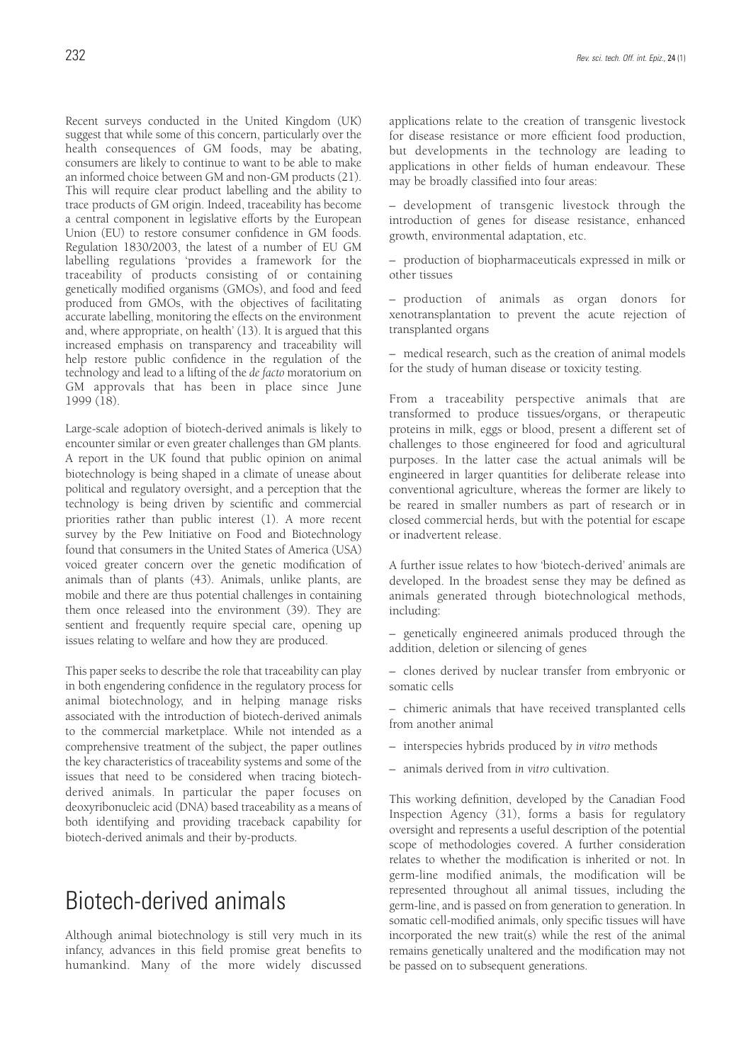Recent surveys conducted in the United Kingdom (UK) suggest that while some of this concern, particularly over the health consequences of GM foods, may be abating, consumers are likely to continue to want to be able to make an informed choice between GM and non-GM products (21). This will require clear product labelling and the ability to trace products of GM origin. Indeed, traceability has become a central component in legislative efforts by the European Union (EU) to restore consumer confidence in GM foods. Regulation 1830/2003, the latest of a number of EU GM labelling regulations 'provides a framework for the traceability of products consisting of or containing genetically modified organisms (GMOs), and food and feed produced from GMOs, with the objectives of facilitating accurate labelling, monitoring the effects on the environment and, where appropriate, on health' (13). It is argued that this increased emphasis on transparency and traceability will help restore public confidence in the regulation of the technology and lead to a lifting of the *de facto* moratorium on GM approvals that has been in place since June 1999 (18).

Large-scale adoption of biotech-derived animals is likely to encounter similar or even greater challenges than GM plants. A report in the UK found that public opinion on animal biotechnology is being shaped in a climate of unease about political and regulatory oversight, and a perception that the technology is being driven by scientific and commercial priorities rather than public interest (1). A more recent survey by the Pew Initiative on Food and Biotechnology found that consumers in the United States of America (USA) voiced greater concern over the genetic modification of animals than of plants (43). Animals, unlike plants, are mobile and there are thus potential challenges in containing them once released into the environment (39). They are sentient and frequently require special care, opening up issues relating to welfare and how they are produced.

This paper seeks to describe the role that traceability can play in both engendering confidence in the regulatory process for animal biotechnology, and in helping manage risks associated with the introduction of biotech-derived animals to the commercial marketplace. While not intended as a comprehensive treatment of the subject, the paper outlines the key characteristics of traceability systems and some of the issues that need to be considered when tracing biotech-derived animals. In particular the paper focuses on deoxyribonucleic acid (DNA) based traceability as a means of both identifying and providing traceback capability for biotech-derived animals and their by-products.

# Biotech-derived animals

Although animal biotechnology is still very much in its infancy, advances in this field promise great benefits to humankind. Many of the more widely discussed applications relate to the creation of transgenic livestock for disease resistance or more efficient food production, but developments in the technology are leading to applications in other fields of human endeavour. These may be broadly classified into four areas:

– development of transgenic livestock through the introduction of genes for disease resistance, enhanced growth, environmental adaptation, etc.

– production of biopharmaceuticals expressed in milk or other tissues

– production of animals as organ donors for xenotransplantation to prevent the acute rejection of transplanted organs

– medical research, such as the creation of animal models for the study of human disease or toxicity testing.

From a traceability perspective animals that are transformed to produce tissues/organs, or therapeutic proteins in milk, eggs or blood, present a different set of challenges to those engineered for food and agricultural purposes. In the latter case the actual animals will be engineered in larger quantities for deliberate release into conventional agriculture, whereas the former are likely to be reared in smaller numbers as part of research or in closed commercial herds, but with the potential for escape or inadvertent release.

A further issue relates to how 'biotech-derived' animals are developed. In the broadest sense they may be defined as animals generated through biotechnological methods, including:

– genetically engineered animals produced through the addition, deletion or silencing of genes

– clones derived by nuclear transfer from embryonic or somatic cells

– chimeric animals that have received transplanted cells from another animal

– interspecies hybrids produced by *in vitro* methods

– animals derived from *in vitro* cultivation.

This working definition, developed by the Canadian Food Inspection Agency (31), forms a basis for regulatory oversight and represents a useful description of the potential scope of methodologies covered. A further consideration relates to whether the modification is inherited or not. In germ-line modified animals, the modification will be represented throughout all animal tissues, including the germ-line, and is passed on from generation to generation. In somatic cell-modified animals, only specific tissues will have incorporated the new trait(s) while the rest of the animal remains genetically unaltered and the modification may not be passed on to subsequent generations.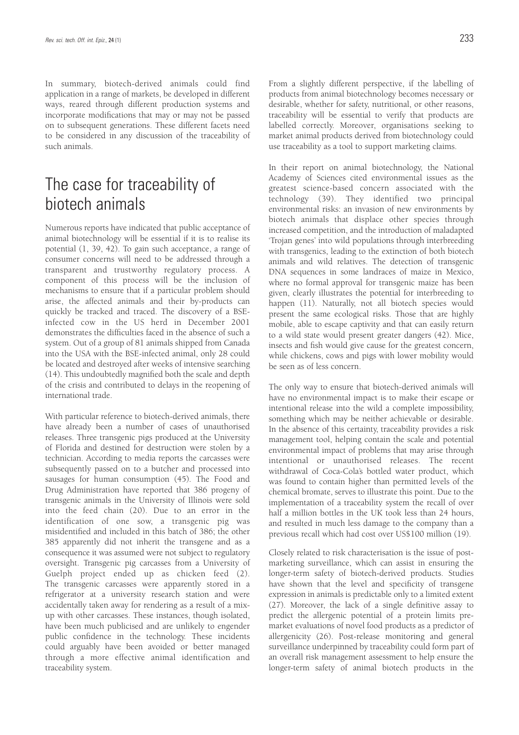In summary, biotech-derived animals could find application in a range of markets, be developed in different ways, reared through different production systems and incorporate modifications that may or may not be passed on to subsequent generations. These different facets need to be considered in any discussion of the traceability of such animals.

# The case for traceability of biotech animals

Numerous reports have indicated that public acceptance of animal biotechnology will be essential if it is to realise its potential (1, 39, 42). To gain such acceptance, a range of consumer concerns will need to be addressed through a transparent and trustworthy regulatory process. A component of this process will be the inclusion of mechanisms to ensure that if a particular problem should arise, the affected animals and their by-products can quickly be tracked and traced. The discovery of a BSE-infected cow in the US herd in December 2001 demonstrates the difficulties faced in the absence of such a system. Out of a group of 81 animals shipped from Canada into the USA with the BSE-infected animal, only 28 could be located and destroyed after weeks of intensive searching (14). This undoubtedly magnified both the scale and depth of the crisis and contributed to delays in the reopening of international trade.

With particular reference to biotech-derived animals, there have already been a number of cases of unauthorised releases. Three transgenic pigs produced at the University of Florida and destined for destruction were stolen by a technician. According to media reports the carcasses were subsequently passed on to a butcher and processed into sausages for human consumption (45). The Food and Drug Administration have reported that 386 progeny of transgenic animals in the University of Illinois were sold into the feed chain (20). Due to an error in the identification of one sow, a transgenic pig was misidentified and included in this batch of 386; the other 385 apparently did not inherit the transgene and as a consequence it was assumed were not subject to regulatory oversight. Transgenic pig carcasses from a University of Guelph project ended up as chicken feed (2). The transgenic carcasses were apparently stored in a refrigerator at a university research station and were accidentally taken away for rendering as a result of a mix-up with other carcasses. These instances, though isolated, have been much publicised and are unlikely to engender public confidence in the technology. These incidents could arguably have been avoided or better managed through a more effective animal identification and traceability system.

From a slightly different perspective, if the labelling of products from animal biotechnology becomes necessary or desirable, whether for safety, nutritional, or other reasons, traceability will be essential to verify that products are labelled correctly. Moreover, organisations seeking to market animal products derived from biotechnology could use traceability as a tool to support marketing claims.

In their report on animal biotechnology, the National Academy of Sciences cited environmental issues as the greatest science-based concern associated with the technology (39). They identified two principal environmental risks: an invasion of new environments by biotech animals that displace other species through increased competition, and the introduction of maladapted 'Trojan genes' into wild populations through interbreeding with transgenics, leading to the extinction of both biotech animals and wild relatives. The detection of transgenic DNA sequences in some landraces of maize in Mexico, where no formal approval for transgenic maize has been given, clearly illustrates the potential for interbreeding to happen (11). Naturally, not all biotech species would present the same ecological risks. Those that are highly mobile, able to escape captivity and that can easily return to a wild state would present greater dangers (42). Mice, insects and fish would give cause for the greatest concern, while chickens, cows and pigs with lower mobility would be seen as of less concern.

The only way to ensure that biotech-derived animals will have no environmental impact is to make their escape or intentional release into the wild a complete impossibility, something which may be neither achievable or desirable. In the absence of this certainty, traceability provides a risk management tool, helping contain the scale and potential environmental impact of problems that may arise through intentional or unauthorised releases. The recent withdrawal of Coca-Cola's bottled water product, which was found to contain higher than permitted levels of the chemical bromate, serves to illustrate this point. Due to the implementation of a traceability system the recall of over half a million bottles in the UK took less than 24 hours, and resulted in much less damage to the company than a previous recall which had cost over US$100 million (19).

Closely related to risk characterisation is the issue of post-marketing surveillance, which can assist in ensuring the longer-term safety of biotech-derived products. Studies have shown that the level and specificity of transgene expression in animals is predictable only to a limited extent (27). Moreover, the lack of a single definitive assay to predict the allergenic potential of a protein limits pre-market evaluations of novel food products as a predictor of allergenicity (26). Post-release monitoring and general surveillance underpinned by traceability could form part of an overall risk management assessment to help ensure the longer-term safety of animal biotech products in the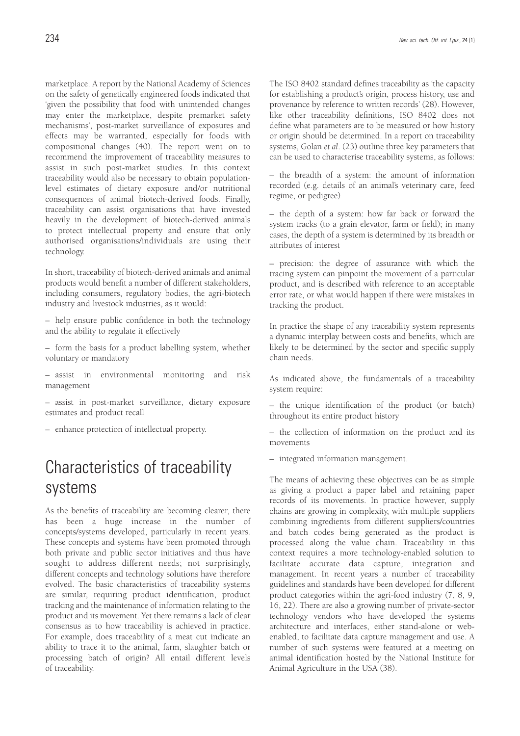marketplace. A report by the National Academy of Sciences on the safety of genetically engineered foods indicated that 'given the possibility that food with unintended changes may enter the marketplace, despite premarket safety mechanisms', post-market surveillance of exposures and effects may be warranted, especially for foods with compositional changes (40). The report went on to recommend the improvement of traceability measures to assist in such post-market studies. In this context traceability would also be necessary to obtain population-level estimates of dietary exposure and/or nutritional consequences of animal biotech-derived foods. Finally, traceability can assist organisations that have invested heavily in the development of biotech-derived animals to protect intellectual property and ensure that only authorised organisations/individuals are using their technology.

In short, traceability of biotech-derived animals and animal products would benefit a number of different stakeholders, including consumers, regulatory bodies, the agri-biotech industry and livestock industries, as it would:

– help ensure public confidence in both the technology and the ability to regulate it effectively

– form the basis for a product labelling system, whether voluntary or mandatory

– assist in environmental monitoring and risk management

– assist in post-market surveillance, dietary exposure estimates and product recall

– enhance protection of intellectual property.

# Characteristics of traceability systems

As the benefits of traceability are becoming clearer, there has been a huge increase in the number of concepts/systems developed, particularly in recent years. These concepts and systems have been promoted through both private and public sector initiatives and thus have sought to address different needs; not surprisingly, different concepts and technology solutions have therefore evolved. The basic characteristics of traceability systems are similar, requiring product identification, product tracking and the maintenance of information relating to the product and its movement. Yet there remains a lack of clear consensus as to how traceability is achieved in practice. For example, does traceability of a meat cut indicate an ability to trace it to the animal, farm, slaughter batch or processing batch of origin? All entail different levels of traceability.

The ISO 8402 standard defines traceability as 'the capacity for establishing a product's origin, process history, use and provenance by reference to written records' (28). However, like other traceability definitions, ISO 8402 does not define what parameters are to be measured or how history or origin should be determined. In a report on traceability systems, Golan *et al*. (23) outline three key parameters that can be used to characterise traceability systems, as follows:

– the breadth of a system: the amount of information recorded (e.g. details of an animal's veterinary care, feed regime, or pedigree)

– the depth of a system: how far back or forward the system tracks (to a grain elevator, farm or field); in many cases, the depth of a system is determined by its breadth or attributes of interest

– precision: the degree of assurance with which the tracing system can pinpoint the movement of a particular product, and is described with reference to an acceptable error rate, or what would happen if there were mistakes in tracking the product.

In practice the shape of any traceability system represents a dynamic interplay between costs and benefits, which are likely to be determined by the sector and specific supply chain needs.

As indicated above, the fundamentals of a traceability system require:

– the unique identification of the product (or batch) throughout its entire product history

– the collection of information on the product and its movements

– integrated information management.

The means of achieving these objectives can be as simple as giving a product a paper label and retaining paper records of its movements. In practice however, supply chains are growing in complexity, with multiple suppliers combining ingredients from different suppliers/countries and batch codes being generated as the product is processed along the value chain. Traceability in this context requires a more technology-enabled solution to facilitate accurate data capture, integration and management. In recent years a number of traceability guidelines and standards have been developed for different product categories within the agri-food industry (7, 8, 9, 16, 22). There are also a growing number of private-sector technology vendors who have developed the systems architecture and interfaces, either stand-alone or web-enabled, to facilitate data capture management and use. A number of such systems were featured at a meeting on animal identification hosted by the National Institute for Animal Agriculture in the USA (38).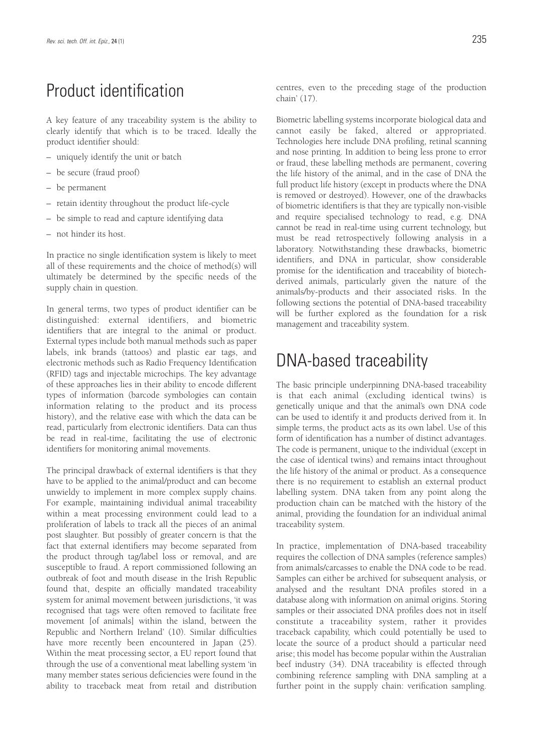## Product identification

A key feature of any traceability system is the ability to clearly identify that which is to be traced. Ideally the product identifier should:

- uniquely identify the unit or batch
- be secure (fraud proof)
- be permanent
- retain identity throughout the product life-cycle
- be simple to read and capture identifying data
- not hinder its host.

In practice no single identification system is likely to meet all of these requirements and the choice of method(s) will ultimately be determined by the specific needs of the supply chain in question.

In general terms, two types of product identifier can be distinguished: external identifiers, and biometric identifiers that are integral to the animal or product. External types include both manual methods such as paper labels, ink brands (tattoos) and plastic ear tags, and electronic methods such as Radio Frequency Identification (RFID) tags and injectable microchips. The key advantage of these approaches lies in their ability to encode different types of information (barcode symbologies can contain information relating to the product and its process history), and the relative ease with which the data can be read, particularly from electronic identifiers. Data can thus be read in real-time, facilitating the use of electronic identifiers for monitoring animal movements.

The principal drawback of external identifiers is that they have to be applied to the animal/product and can become unwieldy to implement in more complex supply chains. For example, maintaining individual animal traceability within a meat processing environment could lead to a proliferation of labels to track all the pieces of an animal post slaughter. But possibly of greater concern is that the fact that external identifiers may become separated from the product through tag/label loss or removal, and are susceptible to fraud. A report commissioned following an outbreak of foot and mouth disease in the Irish Republic found that, despite an officially mandated traceability system for animal movement between jurisdictions, 'it was recognised that tags were often removed to facilitate free movement [of animals] within the island, between the Republic and Northern Ireland' (10). Similar difficulties have more recently been encountered in Japan (25). Within the meat processing sector, a EU report found that through the use of a conventional meat labelling system 'in many member states serious deficiencies were found in the ability to traceback meat from retail and distribution centres, even to the preceding stage of the production chain' (17).

Biometric labelling systems incorporate biological data and cannot easily be faked, altered or appropriated. Technologies here include DNA profiling, retinal scanning and nose printing. In addition to being less prone to error or fraud, these labelling methods are permanent, covering the life history of the animal, and in the case of DNA the full product life history (except in products where the DNA is removed or destroyed). However, one of the drawbacks of biometric identifiers is that they are typically non-visible and require specialised technology to read, e.g. DNA cannot be read in real-time using current technology, but must be read retrospectively following analysis in a laboratory. Notwithstanding these drawbacks, biometric identifiers, and DNA in particular, show considerable promise for the identification and traceability of biotech-derived animals, particularly given the nature of the animals/by-products and their associated risks. In the following sections the potential of DNA-based traceability will be further explored as the foundation for a risk management and traceability system.

## DNA-based traceability

The basic principle underpinning DNA-based traceability is that each animal (excluding identical twins) is genetically unique and that the animal's own DNA code can be used to identify it and products derived from it. In simple terms, the product acts as its own label. Use of this form of identification has a number of distinct advantages. The code is permanent, unique to the individual (except in the case of identical twins) and remains intact throughout the life history of the animal or product. As a consequence there is no requirement to establish an external product labelling system. DNA taken from any point along the production chain can be matched with the history of the animal, providing the foundation for an individual animal traceability system.

In practice, implementation of DNA-based traceability requires the collection of DNA samples (reference samples) from animals/carcasses to enable the DNA code to be read. Samples can either be archived for subsequent analysis, or analysed and the resultant DNA profiles stored in a database along with information on animal origins. Storing samples or their associated DNA profiles does not in itself constitute a traceability system, rather it provides traceback capability, which could potentially be used to locate the source of a product should a particular need arise; this model has become popular within the Australian beef industry (34). DNA traceability is effected through combining reference sampling with DNA sampling at a further point in the supply chain: verification sampling.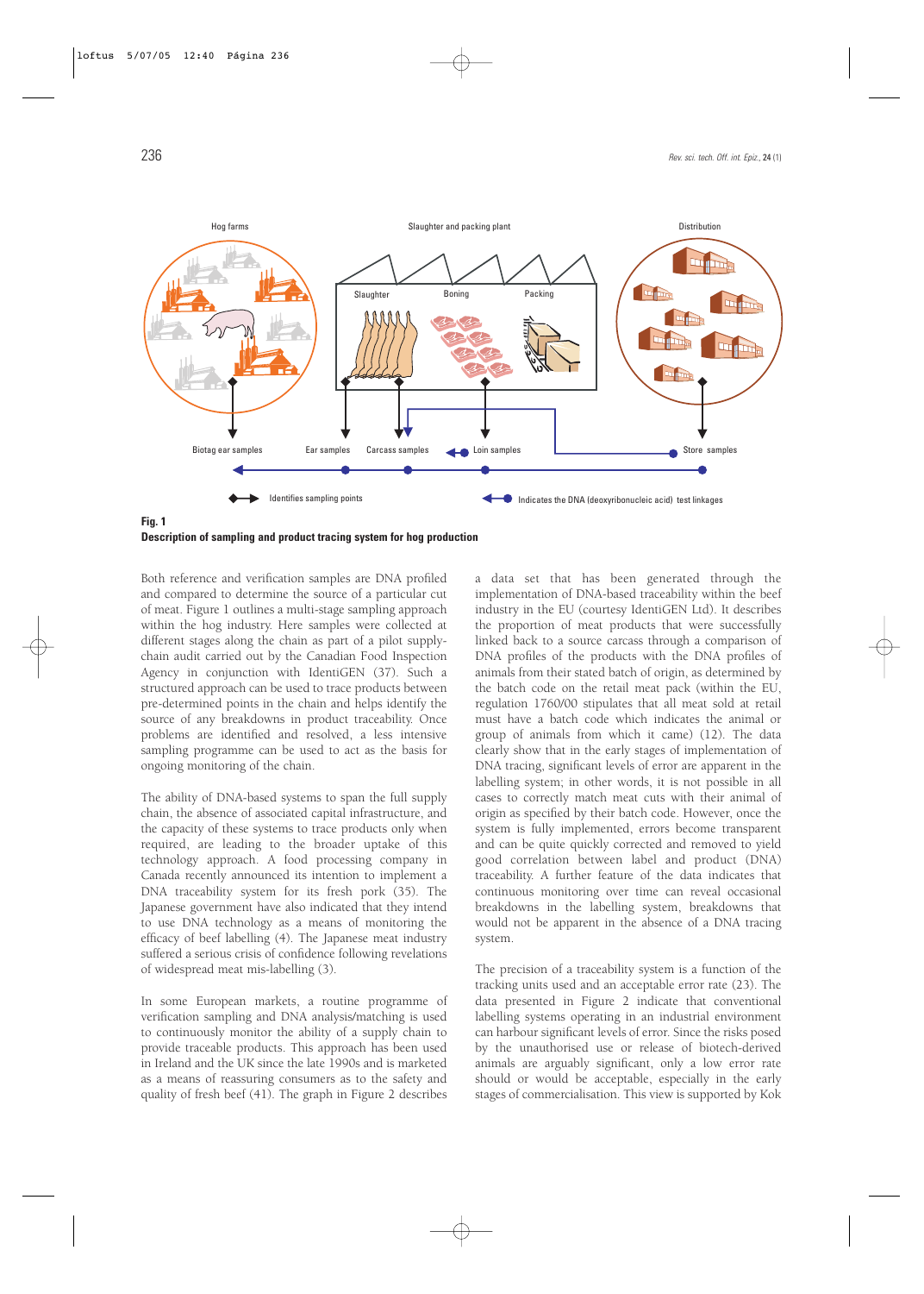**Fig. 1**
**Description of sampling and product tracing system for hog production**

Both reference and verification samples are DNA profiled and compared to determine the source of a particular cut of meat. Figure 1 outlines a multi-stage sampling approach within the hog industry. Here samples were collected at different stages along the chain as part of a pilot supply-chain audit carried out by the Canadian Food Inspection Agency in conjunction with IdentiGEN (37). Such a structured approach can be used to trace products between pre-determined points in the chain and helps identify the source of any breakdowns in product traceability. Once problems are identified and resolved, a less intensive sampling programme can be used to act as the basis for ongoing monitoring of the chain.

The ability of DNA-based systems to span the full supply chain, the absence of associated capital infrastructure, and the capacity of these systems to trace products only when required, are leading to the broader uptake of this technology approach. A food processing company in Canada recently announced its intention to implement a DNA traceability system for its fresh pork (35). The Japanese government have also indicated that they intend to use DNA technology as a means of monitoring the efficacy of beef labelling (4). The Japanese meat industry suffered a serious crisis of confidence following revelations of widespread meat mis-labelling (3).

In some European markets, a routine programme of verification sampling and DNA analysis/matching is used to continuously monitor the ability of a supply chain to provide traceable products. This approach has been used in Ireland and the UK since the late 1990s and is marketed as a means of reassuring consumers as to the safety and quality of fresh beef (41). The graph in Figure 2 describes a data set that has been generated through the implementation of DNA-based traceability within the beef industry in the EU (courtesy IdentiGEN Ltd). It describes the proportion of meat products that were successfully linked back to a source carcass through a comparison of DNA profiles of the products with the DNA profiles of animals from their stated batch of origin, as determined by the batch code on the retail meat pack (within the EU, regulation 1760/00 stipulates that all meat sold at retail must have a batch code which indicates the animal or group of animals from which it came) (12). The data clearly show that in the early stages of implementation of DNA tracing, significant levels of error are apparent in the labelling system; in other words, it is not possible in all cases to correctly match meat cuts with their animal of origin as specified by their batch code. However, once the system is fully implemented, errors become transparent and can be quite quickly corrected and removed to yield good correlation between label and product (DNA) traceability. A further feature of the data indicates that continuous monitoring over time can reveal occasional breakdowns in the labelling system, breakdowns that would not be apparent in the absence of a DNA tracing system.

The precision of a traceability system is a function of the tracking units used and an acceptable error rate (23). The data presented in Figure 2 indicate that conventional labelling systems operating in an industrial environment can harbour significant levels of error. Since the risks posed by the unauthorised use or release of biotech-derived animals are arguably significant, only a low error rate should or would be acceptable, especially in the early stages of commercialisation. This view is supported by Kok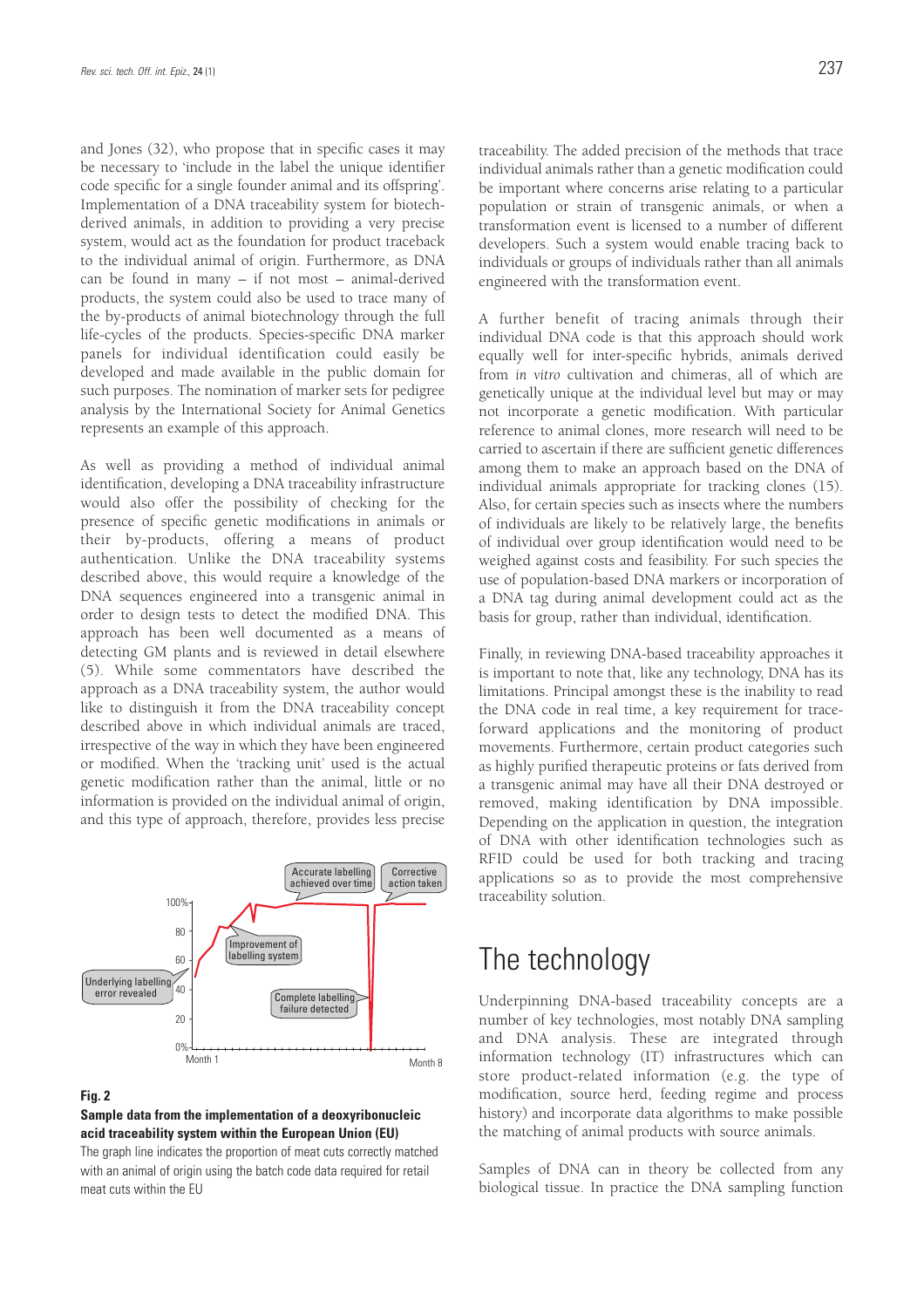and Jones (32), who propose that in specific cases it may be necessary to 'include in the label the unique identifier code specific for a single founder animal and its offspring'. Implementation of a DNA traceability system for biotech-derived animals, in addition to providing a very precise system, would act as the foundation for product traceback to the individual animal of origin. Furthermore, as DNA can be found in many – if not most – animal-derived products, the system could also be used to trace many of the by-products of animal biotechnology through the full life-cycles of the products. Species-specific DNA marker panels for individual identification could easily be developed and made available in the public domain for such purposes. The nomination of marker sets for pedigree analysis by the International Society for Animal Genetics represents an example of this approach.

As well as providing a method of individual animal identification, developing a DNA traceability infrastructure would also offer the possibility of checking for the presence of specific genetic modifications in animals or their by-products, offering a means of product authentication. Unlike the DNA traceability systems described above, this would require a knowledge of the DNA sequences engineered into a transgenic animal in order to design tests to detect the modified DNA. This approach has been well documented as a means of detecting GM plants and is reviewed in detail elsewhere (5). While some commentators have described the approach as a DNA traceability system, the author would like to distinguish it from the DNA traceability concept described above in which individual animals are traced, irrespective of the way in which they have been engineered or modified. When the 'tracking unit' used is the actual genetic modification rather than the animal, little or no information is provided on the individual animal of origin, and this type of approach, therefore, provides less precise traceability. The added precision of the methods that trace individual animals rather than a genetic modification could be important where concerns arise relating to a particular population or strain of transgenic animals, or when a transformation event is licensed to a number of different developers. Such a system would enable tracing back to individuals or groups of individuals rather than all animals engineered with the transformation event.

**Fig. 2**

**Sample data from the implementation of a deoxyribonucleic acid traceability system within the European Union (EU)**

The graph line indicates the proportion of meat cuts correctly matched with an animal of origin using the batch code data required for retail meat cuts within the EU

A further benefit of tracing animals through their individual DNA code is that this approach should work equally well for inter-specific hybrids, animals derived from *in vitro* cultivation and chimeras, all of which are genetically unique at the individual level but may or may not incorporate a genetic modification. With particular reference to animal clones, more research will need to be carried out to ascertain if there are sufficient genetic differences among them to make an approach based on the DNA of individual animals appropriate for tracking clones (15). Also, for certain species such as insects where the numbers of individuals are likely to be relatively large, the benefits of individual over group identification would need to be weighed against costs and feasibility. For such species the use of population-based DNA markers or incorporation of a DNA tag during animal development could act as the basis for group, rather than individual, identification.

Finally, in reviewing DNA-based traceability approaches it is important to note that, like any technology, DNA has its limitations. Principal amongst these is the inability to read the DNA code in real time, a key requirement for trace-forward applications and the monitoring of product movements. Furthermore, certain product categories such as highly purified therapeutic proteins or fats derived from a transgenic animal may have all their DNA destroyed or removed, making identification by DNA impossible. Depending on the application in question, the integration of DNA with other identification technologies such as RFID could be used for both tracking and tracing applications so as to provide the most comprehensive traceability solution.

# The technology

Underpinning DNA-based traceability concepts are a number of key technologies, most notably DNA sampling and DNA analysis. These are integrated through information technology (IT) infrastructures which can store product-related information (e.g. the type of modification, source herd, feeding regime and process history) and incorporate data algorithms to make possible the matching of animal products with source animals.

Samples of DNA can in theory be collected from any biological tissue. In practice the DNA sampling function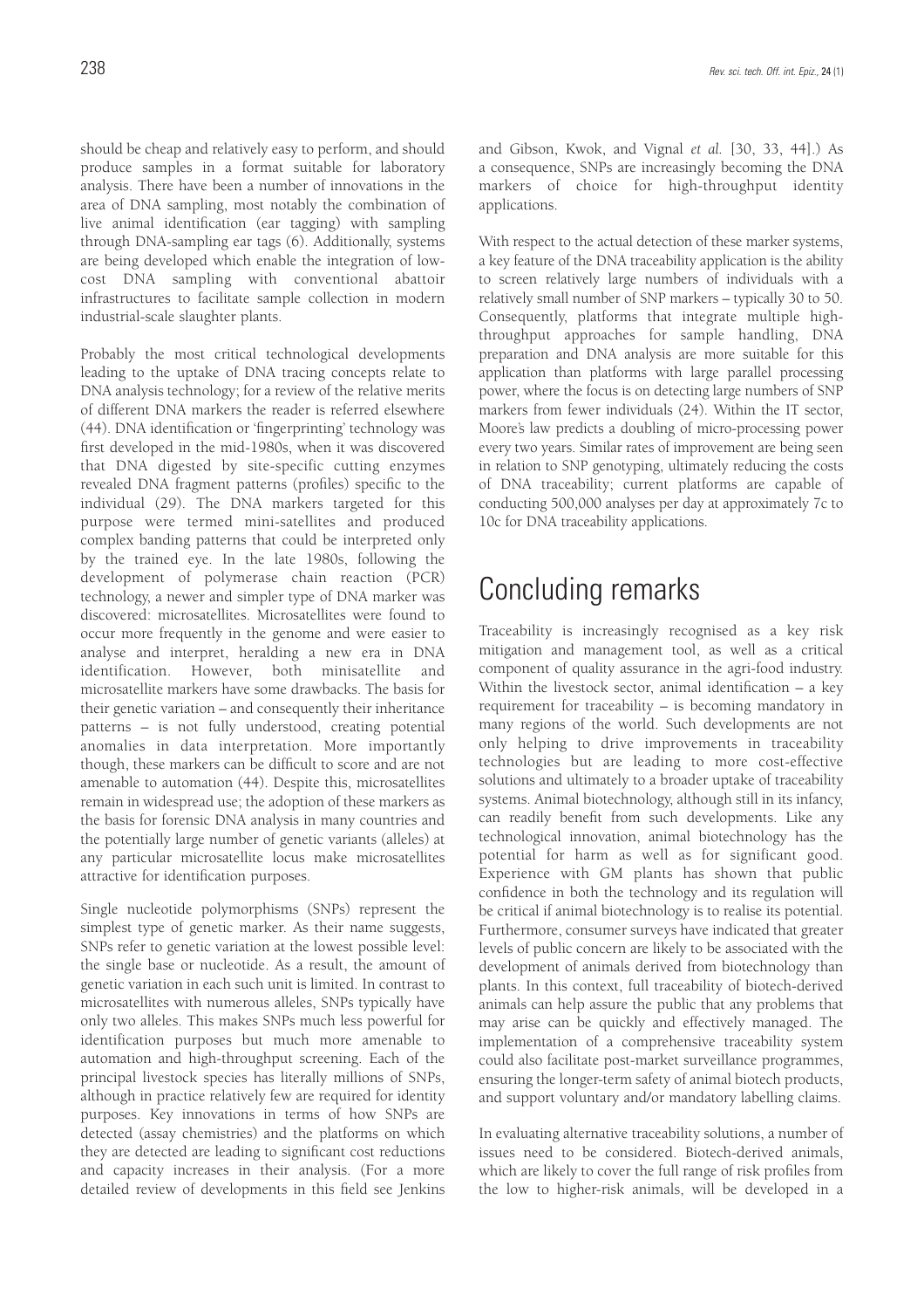should be cheap and relatively easy to perform, and should produce samples in a format suitable for laboratory analysis. There have been a number of innovations in the area of DNA sampling, most notably the combination of live animal identification (ear tagging) with sampling through DNA-sampling ear tags (6). Additionally, systems are being developed which enable the integration of low-cost DNA sampling with conventional abattoir infrastructures to facilitate sample collection in modern industrial-scale slaughter plants.

Probably the most critical technological developments leading to the uptake of DNA tracing concepts relate to DNA analysis technology; for a review of the relative merits of different DNA markers the reader is referred elsewhere (44). DNA identification or 'fingerprinting' technology was first developed in the mid-1980s, when it was discovered that DNA digested by site-specific cutting enzymes revealed DNA fragment patterns (profiles) specific to the individual (29). The DNA markers targeted for this purpose were termed mini-satellites and produced complex banding patterns that could be interpreted only by the trained eye. In the late 1980s, following the development of polymerase chain reaction (PCR) technology, a newer and simpler type of DNA marker was discovered: microsatellites. Microsatellites were found to occur more frequently in the genome and were easier to analyse and interpret, heralding a new era in DNA identification. However, both minisatellite and microsatellite markers have some drawbacks. The basis for their genetic variation – and consequently their inheritance patterns – is not fully understood, creating potential anomalies in data interpretation. More importantly though, these markers can be difficult to score and are not amenable to automation (44). Despite this, microsatellites remain in widespread use; the adoption of these markers as the basis for forensic DNA analysis in many countries and the potentially large number of genetic variants (alleles) at any particular microsatellite locus make microsatellites attractive for identification purposes.

Single nucleotide polymorphisms (SNPs) represent the simplest type of genetic marker. As their name suggests, SNPs refer to genetic variation at the lowest possible level: the single base or nucleotide. As a result, the amount of genetic variation in each such unit is limited. In contrast to microsatellites with numerous alleles, SNPs typically have only two alleles. This makes SNPs much less powerful for identification purposes but much more amenable to automation and high-throughput screening. Each of the principal livestock species has literally millions of SNPs, although in practice relatively few are required for identity purposes. Key innovations in terms of how SNPs are detected (assay chemistries) and the platforms on which they are detected are leading to significant cost reductions and capacity increases in their analysis. (For a more detailed review of developments in this field see Jenkins and Gibson, Kwok, and Vignal *et al.* [30, 33, 44].) As a consequence, SNPs are increasingly becoming the DNA markers of choice for high-throughput identity applications.

With respect to the actual detection of these marker systems, a key feature of the DNA traceability application is the ability to screen relatively large numbers of individuals with a relatively small number of SNP markers – typically 30 to 50. Consequently, platforms that integrate multiple high-throughput approaches for sample handling, DNA preparation and DNA analysis are more suitable for this application than platforms with large parallel processing power, where the focus is on detecting large numbers of SNP markers from fewer individuals (24). Within the IT sector, Moore's law predicts a doubling of micro-processing power every two years. Similar rates of improvement are being seen in relation to SNP genotyping, ultimately reducing the costs of DNA traceability; current platforms are capable of conducting 500,000 analyses per day at approximately 7c to 10c for DNA traceability applications.

# Concluding remarks

Traceability is increasingly recognised as a key risk mitigation and management tool, as well as a critical component of quality assurance in the agri-food industry. Within the livestock sector, animal identification – a key requirement for traceability – is becoming mandatory in many regions of the world. Such developments are not only helping to drive improvements in traceability technologies but are leading to more cost-effective solutions and ultimately to a broader uptake of traceability systems. Animal biotechnology, although still in its infancy, can readily benefit from such developments. Like any technological innovation, animal biotechnology has the potential for harm as well as for significant good. Experience with GM plants has shown that public confidence in both the technology and its regulation will be critical if animal biotechnology is to realise its potential. Furthermore, consumer surveys have indicated that greater levels of public concern are likely to be associated with the development of animals derived from biotechnology than plants. In this context, full traceability of biotech-derived animals can help assure the public that any problems that may arise can be quickly and effectively managed. The implementation of a comprehensive traceability system could also facilitate post-market surveillance programmes, ensuring the longer-term safety of animal biotech products, and support voluntary and/or mandatory labelling claims.

In evaluating alternative traceability solutions, a number of issues need to be considered. Biotech-derived animals, which are likely to cover the full range of risk profiles from the low to higher-risk animals, will be developed in a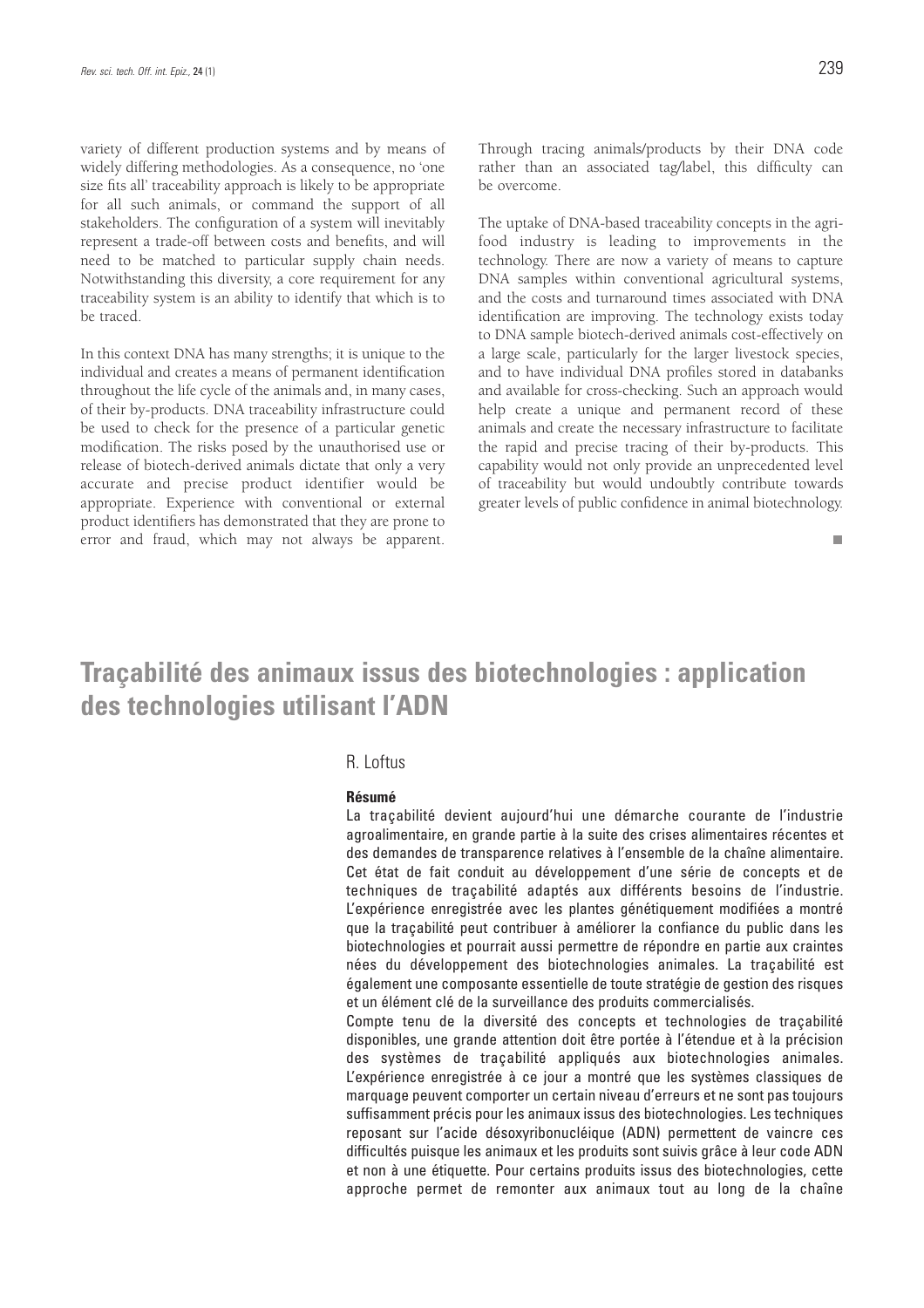variety of different production systems and by means of widely differing methodologies. As a consequence, no 'one size fits all' traceability approach is likely to be appropriate for all such animals, or command the support of all stakeholders. The configuration of a system will inevitably represent a trade-off between costs and benefits, and will need to be matched to particular supply chain needs. Notwithstanding this diversity, a core requirement for any traceability system is an ability to identify that which is to be traced.

In this context DNA has many strengths; it is unique to the individual and creates a means of permanent identification throughout the life cycle of the animals and, in many cases, of their by-products. DNA traceability infrastructure could be used to check for the presence of a particular genetic modification. The risks posed by the unauthorised use or release of biotech-derived animals dictate that only a very accurate and precise product identifier would be appropriate. Experience with conventional or external product identifiers has demonstrated that they are prone to error and fraud, which may not always be apparent. Through tracing animals/products by their DNA code rather than an associated tag/label, this difficulty can be overcome.

The uptake of DNA-based traceability concepts in the agri-food industry is leading to improvements in the technology. There are now a variety of means to capture DNA samples within conventional agricultural systems, and the costs and turnaround times associated with DNA identification are improving. The technology exists today to DNA sample biotech-derived animals cost-effectively on a large scale, particularly for the larger livestock species, and to have individual DNA profiles stored in databanks and available for cross-checking. Such an approach would help create a unique and permanent record of these animals and create the necessary infrastructure to facilitate the rapid and precise tracing of their by-products. This capability would not only provide an unprecedented level of traceability but would undoubtly contribute towards greater levels of public confidence in animal biotechnology.

# Traçabilité des animaux issus des biotechnologies : application des technologies utilisant l'ADN

R. Loftus

**Résumé**

La traçabilité devient aujourd'hui une démarche courante de l'industrie agroalimentaire, en grande partie à la suite des crises alimentaires récentes et des demandes de transparence relatives à l'ensemble de la chaîne alimentaire. Cet état de fait conduit au développement d'une série de concepts et de techniques de traçabilité adaptés aux différents besoins de l'industrie. L'expérience enregistrée avec les plantes génétiquement modifiées a montré que la traçabilité peut contribuer à améliorer la confiance du public dans les biotechnologies et pourrait aussi permettre de répondre en partie aux craintes nées du développement des biotechnologies animales. La traçabilité est également une composante essentielle de toute stratégie de gestion des risques et un élément clé de la surveillance des produits commercialisés.

Compte tenu de la diversité des concepts et technologies de traçabilité disponibles, une grande attention doit être portée à l'étendue et à la précision des systèmes de traçabilité appliqués aux biotechnologies animales. L'expérience enregistrée à ce jour a montré que les systèmes classiques de marquage peuvent comporter un certain niveau d'erreurs et ne sont pas toujours suffisamment précis pour les animaux issus des biotechnologies. Les techniques reposant sur l'acide désoxyribonucléique (ADN) permettent de vaincre ces difficultés puisque les animaux et les produits sont suivis grâce à leur code ADN et non à une étiquette. Pour certains produits issus des biotechnologies, cette approche permet de remonter aux animaux tout au long de la chaîne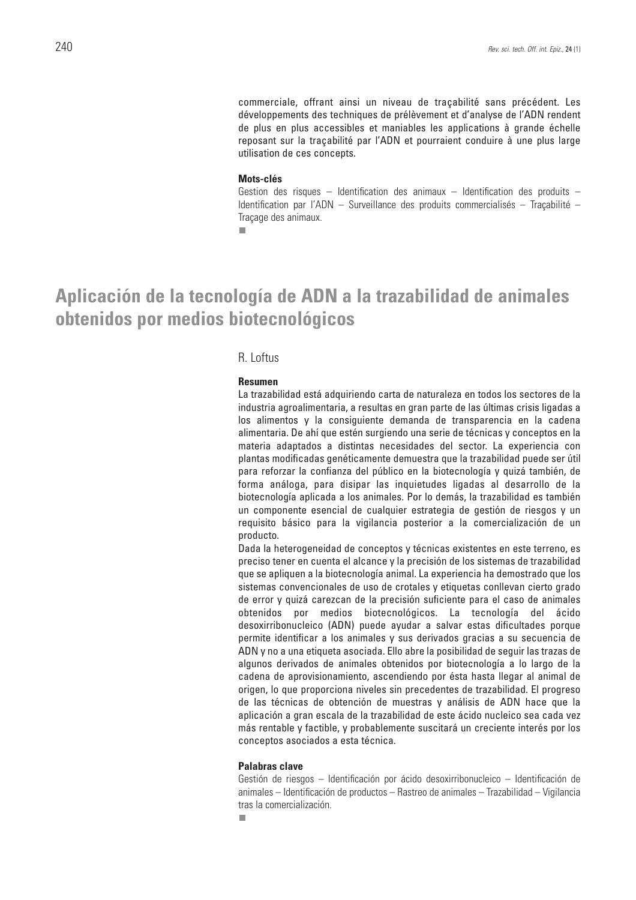commerciale, offrant ainsi un niveau de traçabilité sans précédent. Les développements des techniques de prélèvement et d'analyse de l'ADN rendent de plus en plus accessibles et maniables les applications à grande échelle reposant sur la traçabilité par l'ADN et pourraient conduire à une plus large utilisation de ces concepts.

**Mots-clés**

Gestion des risques – Identification des animaux – Identification des produits – Identification par l'ADN – Surveillance des produits commercialisés – Traçabilité – Traçage des animaux.

# Aplicación de la tecnología de ADN a la trazabilidad de animales obtenidos por medios biotecnológicos

R. Loftus

**Resumen**

La trazabilidad está adquiriendo carta de naturaleza en todos los sectores de la industria agroalimentaria, a resultas en gran parte de las últimas crisis ligadas a los alimentos y la consiguiente demanda de transparencia en la cadena alimentaria. De ahí que estén surgiendo una serie de técnicas y conceptos en la materia adaptados a distintas necesidades del sector. La experiencia con plantas modificadas genéticamente demuestra que la trazabilidad puede ser útil para reforzar la confianza del público en la biotecnología y quizá también, de forma análoga, para disipar las inquietudes ligadas al desarrollo de la biotecnología aplicada a los animales. Por lo demás, la trazabilidad es también un componente esencial de cualquier estrategia de gestión de riesgos y un requisito básico para la vigilancia posterior a la comercialización de un producto.

Dada la heterogeneidad de conceptos y técnicas existentes en este terreno, es preciso tener en cuenta el alcance y la precisión de los sistemas de trazabilidad que se apliquen a la biotecnología animal. La experiencia ha demostrado que los sistemas convencionales de uso de crotales y etiquetas conllevan cierto grado de error y quizá carezcan de la precisión suficiente para el caso de animales obtenidos por medios biotecnológicos. La tecnología del ácido desoxirribonucleico (ADN) puede ayudar a salvar estas dificultades porque permite identificar a los animales y sus derivados gracias a su secuencia de ADN y no a una etiqueta asociada. Ello abre la posibilidad de seguir las trazas de algunos derivados de animales obtenidos por biotecnología a lo largo de la cadena de aprovisionamiento, ascendiendo por ésta hasta llegar al animal de origen, lo que proporciona niveles sin precedentes de trazabilidad. El progreso de las técnicas de obtención de muestras y análisis de ADN hace que la aplicación a gran escala de la trazabilidad de este ácido nucleico sea cada vez más rentable y factible, y probablemente suscitará un creciente interés por los conceptos asociados a esta técnica.

**Palabras clave**

Gestión de riesgos – Identificación por ácido desoxirribonucleico – Identificación de animales – Identificación de productos – Rastreo de animales – Trazabilidad – Vigilancia tras la comercialización.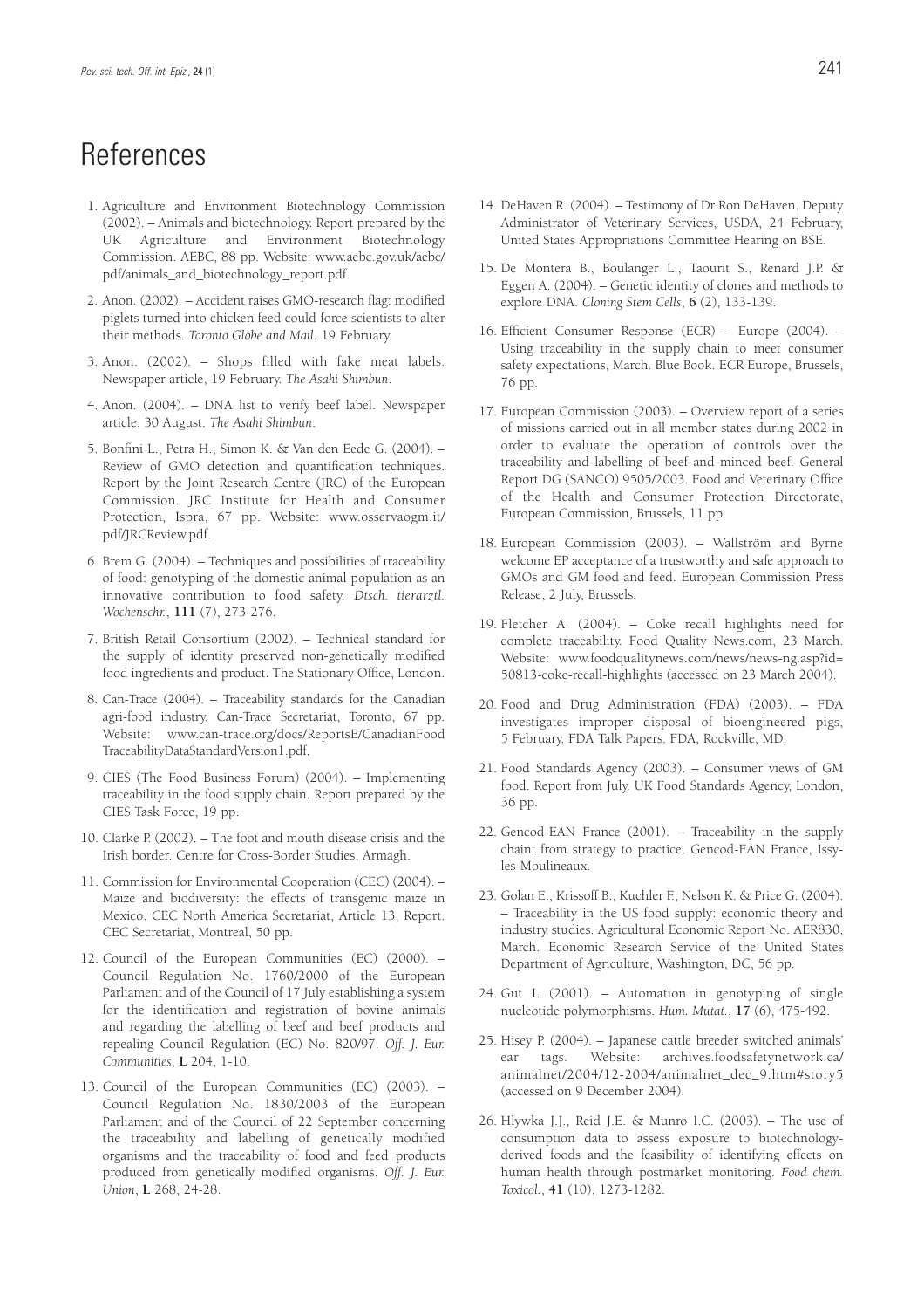# References

1. Agriculture and Environment Biotechnology Commission (2002). – Animals and biotechnology. Report prepared by the UK Agriculture and Environment Biotechnology Commission. AEBC, 88 pp. Website: www.aebc.gov.uk/aebc/pdf/animals_and_biotechnology_report.pdf.

2. Anon. (2002). – Accident raises GMO-research flag: modified piglets turned into chicken feed could force scientists to alter their methods. *Toronto Globe and Mail*, 19 February.

3. Anon. (2002). – Shops filled with fake meat labels. Newspaper article, 19 February. *The Asahi Shimbun*.

4. Anon. (2004). – DNA list to verify beef label. Newspaper article, 30 August. *The Asahi Shimbun*.

5. Bonfini L., Petra H., Simon K. & Van den Eede G. (2004). – Review of GMO detection and quantification techniques. Report by the Joint Research Centre (JRC) of the European Commission. JRC Institute for Health and Consumer Protection, Ispra, 67 pp. Website: www.osservaogm.it/pdf/JRCReview.pdf.

6. Brem G. (2004). – Techniques and possibilities of traceability of food: genotyping of the domestic animal population as an innovative contribution to food safety. *Dtsch. tierarztl. Wochenschr.*, **111** (7), 273-276.

7. British Retail Consortium (2002). – Technical standard for the supply of identity preserved non-genetically modified food ingredients and product. The Stationary Office, London.

8. Can-Trace (2004). – Traceability standards for the Canadian agri-food industry. Can-Trace Secretariat, Toronto, 67 pp. Website: www.can-trace.org/docs/ReportsE/CanadianFoodTraceabilityDataStandardVersion1.pdf.

9. CIES (The Food Business Forum) (2004). – Implementing traceability in the food supply chain. Report prepared by the CIES Task Force, 19 pp.

10. Clarke P. (2002). – The foot and mouth disease crisis and the Irish border. Centre for Cross-Border Studies, Armagh.

11. Commission for Environmental Cooperation (CEC) (2004). – Maize and biodiversity: the effects of transgenic maize in Mexico. CEC North America Secretariat, Article 13, Report. CEC Secretariat, Montreal, 50 pp.

12. Council of the European Communities (EC) (2000). – Council Regulation No. 1760/2000 of the European Parliament and of the Council of 17 July establishing a system for the identification and registration of bovine animals and regarding the labelling of beef and beef products and repealing Council Regulation (EC) No. 820/97. *Off. J. Eur. Communities*, **L** 204, 1-10.

13. Council of the European Communities (EC) (2003). – Council Regulation No. 1830/2003 of the European Parliament and of the Council of 22 September concerning the traceability and labelling of genetically modified organisms and the traceability of food and feed products produced from genetically modified organisms. *Off. J. Eur. Union*, **L** 268, 24-28.

14. DeHaven R. (2004). – Testimony of Dr Ron DeHaven, Deputy Administrator of Veterinary Services, USDA, 24 February, United States Appropriations Committee Hearing on BSE.

15. De Montera B., Boulanger L., Taourit S., Renard J.P. & Eggen A. (2004). – Genetic identity of clones and methods to explore DNA. *Cloning Stem Cells*, **6** (2), 133-139.

16. Efficient Consumer Response (ECR) – Europe (2004). – Using traceability in the supply chain to meet consumer safety expectations, March. Blue Book. ECR Europe, Brussels, 76 pp.

17. European Commission (2003). – Overview report of a series of missions carried out in all member states during 2002 in order to evaluate the operation of controls over the traceability and labelling of beef and minced beef. General Report DG (SANCO) 9505/2003. Food and Veterinary Office of the Health and Consumer Protection Directorate, European Commission, Brussels, 11 pp.

18. European Commission (2003). – Wallström and Byrne welcome EP acceptance of a trustworthy and safe approach to GMOs and GM food and feed. European Commission Press Release, 2 July, Brussels.

19. Fletcher A. (2004). – Coke recall highlights need for complete traceability. Food Quality News.com, 23 March. Website: www.foodqualitynews.com/news/news-ng.asp?id=50813-coke-recall-highlights (accessed on 23 March 2004).

20. Food and Drug Administration (FDA) (2003). – FDA investigates improper disposal of bioengineered pigs, 5 February. FDA Talk Papers. FDA, Rockville, MD.

21. Food Standards Agency (2003). – Consumer views of GM food. Report from July. UK Food Standards Agency, London, 36 pp.

22. Gencod-EAN France (2001). – Traceability in the supply chain: from strategy to practice. Gencod-EAN France, Issy-les-Moulineaux.

23. Golan E., Krissoff B., Kuchler F., Nelson K. & Price G. (2004). – Traceability in the US food supply: economic theory and industry studies. Agricultural Economic Report No. AER830, March. Economic Research Service of the United States Department of Agriculture, Washington, DC, 56 pp.

24. Gut I. (2001). – Automation in genotyping of single nucleotide polymorphisms. *Hum. Mutat.*, **17** (6), 475-492.

25. Hisey P. (2004). – Japanese cattle breeder switched animals' ear tags. Website: archives.foodsafetynetwork.ca/animalnet/2004/12-2004/animalnet_dec_9.htm#story5 (accessed on 9 December 2004).

26. Hlywka J.J., Reid J.E. & Munro I.C. (2003). – The use of consumption data to assess exposure to biotechnology-derived foods and the feasibility of identifying effects on human health through postmarket monitoring. *Food chem. Toxicol.*, **41** (10), 1273-1282.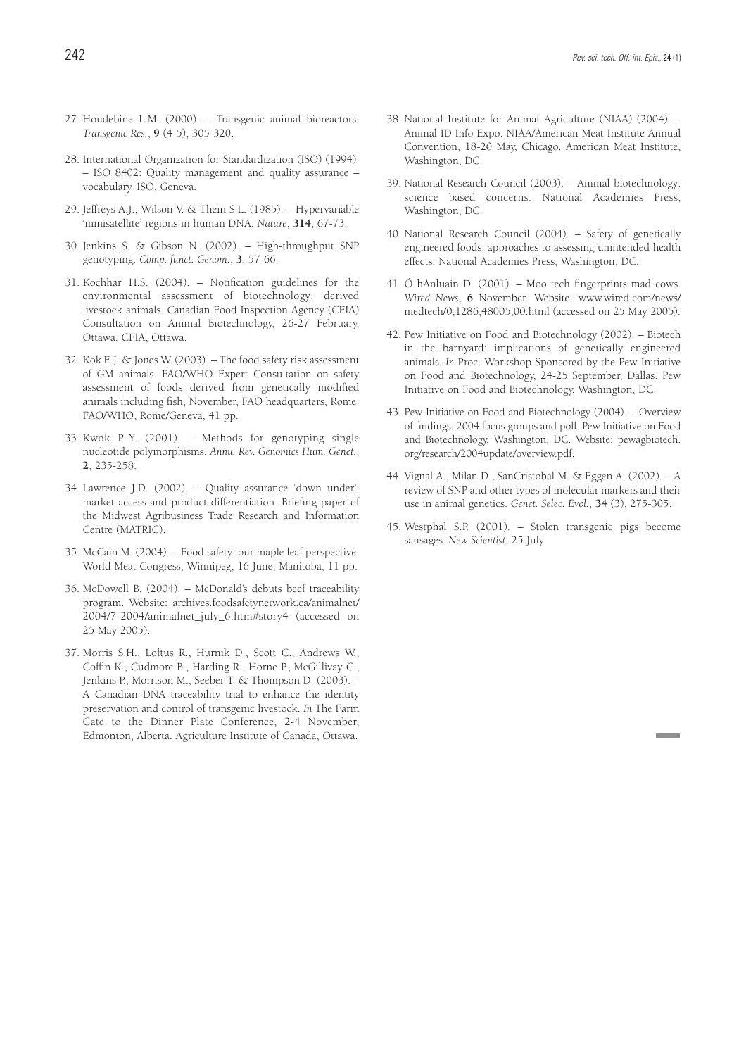27. Houdebine L.M. (2000). – Transgenic animal bioreactors. *Transgenic Res.*, **9** (4-5), 305-320.

28. International Organization for Standardization (ISO) (1994). – ISO 8402: Quality management and quality assurance – vocabulary. ISO, Geneva.

29. Jeffreys A.J., Wilson V. & Thein S.L. (1985). – Hypervariable 'minisatellite' regions in human DNA. *Nature*, **314**, 67-73.

30. Jenkins S. & Gibson N. (2002). – High-throughput SNP genotyping. *Comp. funct. Genom.*, **3**, 57-66.

31. Kochhar H.S. (2004). – Notification guidelines for the environmental assessment of biotechnology: derived livestock animals. Canadian Food Inspection Agency (CFIA) Consultation on Animal Biotechnology, 26-27 February, Ottawa. CFIA, Ottawa.

32. Kok E.J. & Jones W. (2003). – The food safety risk assessment of GM animals. FAO/WHO Expert Consultation on safety assessment of foods derived from genetically modified animals including fish, November, FAO headquarters, Rome. FAO/WHO, Rome/Geneva, 41 pp.

33. Kwok P.-Y. (2001). – Methods for genotyping single nucleotide polymorphisms. *Annu. Rev. Genomics Hum. Genet.*, **2**, 235-258.

34. Lawrence J.D. (2002). – Quality assurance 'down under': market access and product differentiation. Briefing paper of the Midwest Agribusiness Trade Research and Information Centre (MATRIC).

35. McCain M. (2004). – Food safety: our maple leaf perspective. World Meat Congress, Winnipeg, 16 June, Manitoba, 11 pp.

36. McDowell B. (2004). – McDonald's debuts beef traceability program. Website: archives.foodsafetynetwork.ca/animalnet/2004/7-2004/animalnet_july_6.htm#story4 (accessed on 25 May 2005).

37. Morris S.H., Loftus R., Hurnik D., Scott C., Andrews W., Coffin K., Cudmore B., Harding R., Horne P., McGillivay C., Jenkins P., Morrison M., Seeber T. & Thompson D. (2003). – A Canadian DNA traceability trial to enhance the identity preservation and control of transgenic livestock. *In* The Farm Gate to the Dinner Plate Conference, 2-4 November, Edmonton, Alberta. Agriculture Institute of Canada, Ottawa.

38. National Institute for Animal Agriculture (NIAA) (2004). – Animal ID Info Expo. NIAA/American Meat Institute Annual Convention, 18-20 May, Chicago. American Meat Institute, Washington, DC.

39. National Research Council (2003). – Animal biotechnology: science based concerns. National Academies Press, Washington, DC.

40. National Research Council (2004). – Safety of genetically engineered foods: approaches to assessing unintended health effects. National Academies Press, Washington, DC.

41. Ó hAnluain D. (2001). – Moo tech fingerprints mad cows. *Wired News*, **6** November. Website: www.wired.com/news/medtech/0,1286,48005,00.html (accessed on 25 May 2005).

42. Pew Initiative on Food and Biotechnology (2002). – Biotech in the barnyard: implications of genetically engineered animals. *In* Proc. Workshop Sponsored by the Pew Initiative on Food and Biotechnology, 24-25 September, Dallas. Pew Initiative on Food and Biotechnology, Washington, DC.

43. Pew Initiative on Food and Biotechnology (2004). – Overview of findings: 2004 focus groups and poll. Pew Initiative on Food and Biotechnology, Washington, DC. Website: pewagbiotech.org/research/2004update/overview.pdf.

44. Vignal A., Milan D., SanCristobal M. & Eggen A. (2002). – A review of SNP and other types of molecular markers and their use in animal genetics. *Genet. Selec. Evol.*, **34** (3), 275-305.

45. Westphal S.P. (2001). – Stolen transgenic pigs become sausages. *New Scientist*, 25 July.